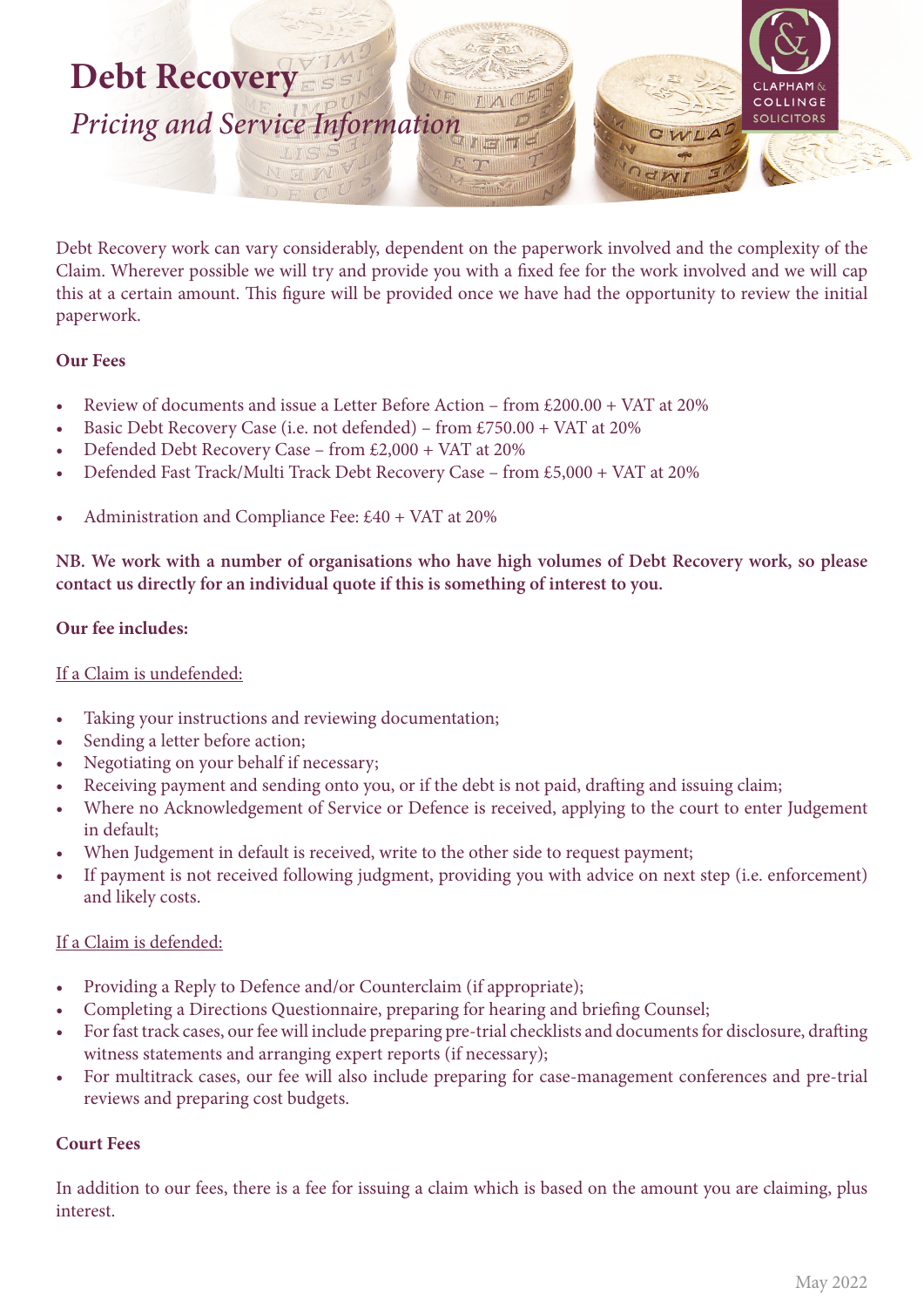# Debt Recovery

*Pricing and Service Information*

Debt Recovery work can vary considerably, dependent on the paperwork involved and the complexity of the Claim. Wherever possible we will try and provide you with a fixed fee for the work involved and we will cap this at a certain amount. This figure will be provided once we have had the opportunity to review the initial paperwork.

**Our Fees**

- Review of documents and issue a Letter Before Action – from £200.00 + VAT at 20%
- Basic Debt Recovery Case (i.e. not defended) – from £750.00 + VAT at 20%
- Defended Debt Recovery Case – from £2,000 + VAT at 20%
- Defended Fast Track/Multi Track Debt Recovery Case – from £5,000 + VAT at 20%

- Administration and Compliance Fee: £40 + VAT at 20%

**NB. We work with a number of organisations who have high volumes of Debt Recovery work, so please contact us directly for an individual quote if this is something of interest to you.**

**Our fee includes:**

If a Claim is undefended:

- Taking your instructions and reviewing documentation;
- Sending a letter before action;
- Negotiating on your behalf if necessary;
- Receiving payment and sending onto you, or if the debt is not paid, drafting and issuing claim;
- Where no Acknowledgement of Service or Defence is received, applying to the court to enter Judgement in default;
- When Judgement in default is received, write to the other side to request payment;
- If payment is not received following judgment, providing you with advice on next step (i.e. enforcement) and likely costs.

If a Claim is defended:

- Providing a Reply to Defence and/or Counterclaim (if appropriate);
- Completing a Directions Questionnaire, preparing for hearing and briefing Counsel;
- For fast track cases, our fee will include preparing pre-trial checklists and documents for disclosure, drafting witness statements and arranging expert reports (if necessary);
- For multitrack cases, our fee will also include preparing for case-management conferences and pre-trial reviews and preparing cost budgets.

**Court Fees**

In addition to our fees, there is a fee for issuing a claim which is based on the amount you are claiming, plus interest.

May 2022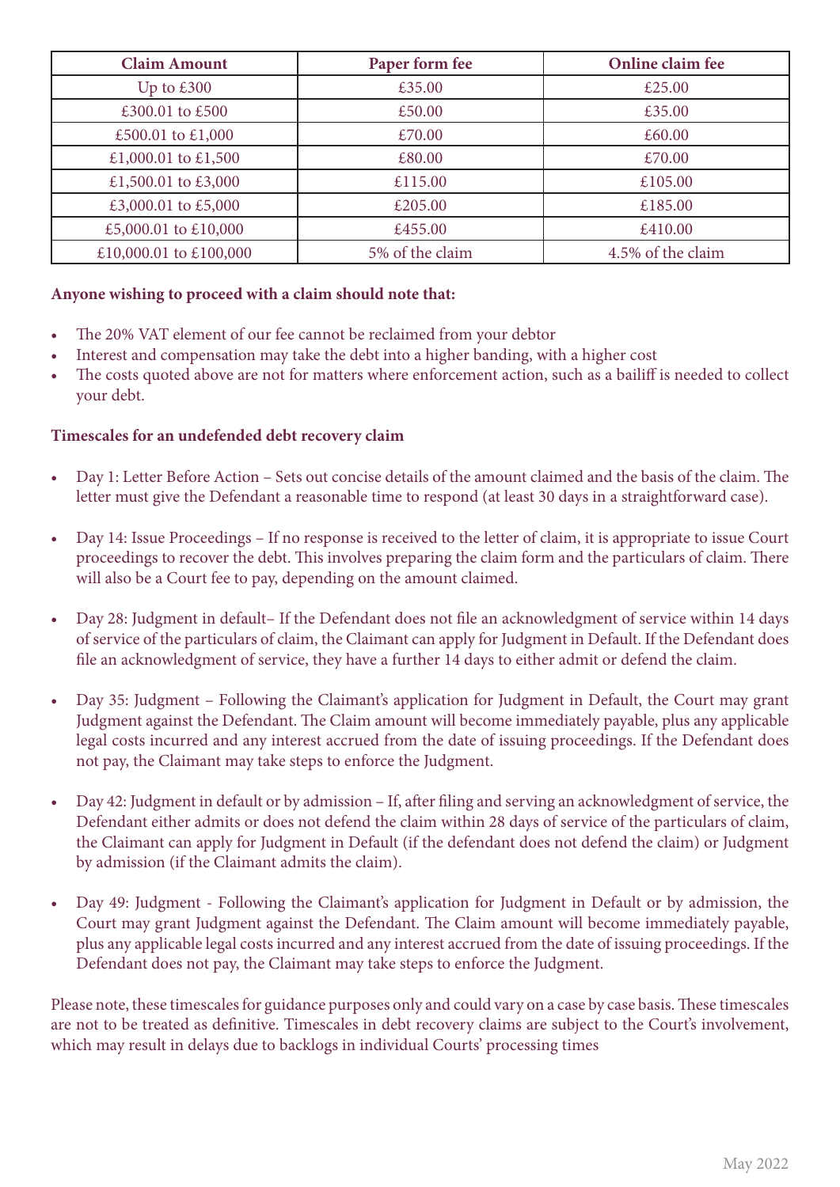| Claim Amount | Paper form fee | Online claim fee |
| --- | --- | --- |
| Up to £300 | £35.00 | £25.00 |
| £300.01 to £500 | £50.00 | £35.00 |
| £500.01 to £1,000 | £70.00 | £60.00 |
| £1,000.01 to £1,500 | £80.00 | £70.00 |
| £1,500.01 to £3,000 | £115.00 | £105.00 |
| £3,000.01 to £5,000 | £205.00 | £185.00 |
| £5,000.01 to £10,000 | £455.00 | £410.00 |
| £10,000.01 to £100,000 | 5% of the claim | 4.5% of the claim |

**Anyone wishing to proceed with a claim should note that:**

- The 20% VAT element of our fee cannot be reclaimed from your debtor
- Interest and compensation may take the debt into a higher banding, with a higher cost
- The costs quoted above are not for matters where enforcement action, such as a bailiff is needed to collect your debt.

**Timescales for an undefended debt recovery claim**

- Day 1: Letter Before Action – Sets out concise details of the amount claimed and the basis of the claim. The letter must give the Defendant a reasonable time to respond (at least 30 days in a straightforward case).

- Day 14: Issue Proceedings – If no response is received to the letter of claim, it is appropriate to issue Court proceedings to recover the debt. This involves preparing the claim form and the particulars of claim. There will also be a Court fee to pay, depending on the amount claimed.

- Day 28: Judgment in default– If the Defendant does not file an acknowledgment of service within 14 days of service of the particulars of claim, the Claimant can apply for Judgment in Default. If the Defendant does file an acknowledgment of service, they have a further 14 days to either admit or defend the claim.

- Day 35: Judgment – Following the Claimant's application for Judgment in Default, the Court may grant Judgment against the Defendant. The Claim amount will become immediately payable, plus any applicable legal costs incurred and any interest accrued from the date of issuing proceedings. If the Defendant does not pay, the Claimant may take steps to enforce the Judgment.

- Day 42: Judgment in default or by admission – If, after filing and serving an acknowledgment of service, the Defendant either admits or does not defend the claim within 28 days of service of the particulars of claim, the Claimant can apply for Judgment in Default (if the defendant does not defend the claim) or Judgment by admission (if the Claimant admits the claim).

- Day 49: Judgment - Following the Claimant's application for Judgment in Default or by admission, the Court may grant Judgment against the Defendant. The Claim amount will become immediately payable, plus any applicable legal costs incurred and any interest accrued from the date of issuing proceedings. If the Defendant does not pay, the Claimant may take steps to enforce the Judgment.

Please note, these timescales for guidance purposes only and could vary on a case by case basis. These timescales are not to be treated as definitive. Timescales in debt recovery claims are subject to the Court's involvement, which may result in delays due to backlogs in individual Courts' processing times

May 2022